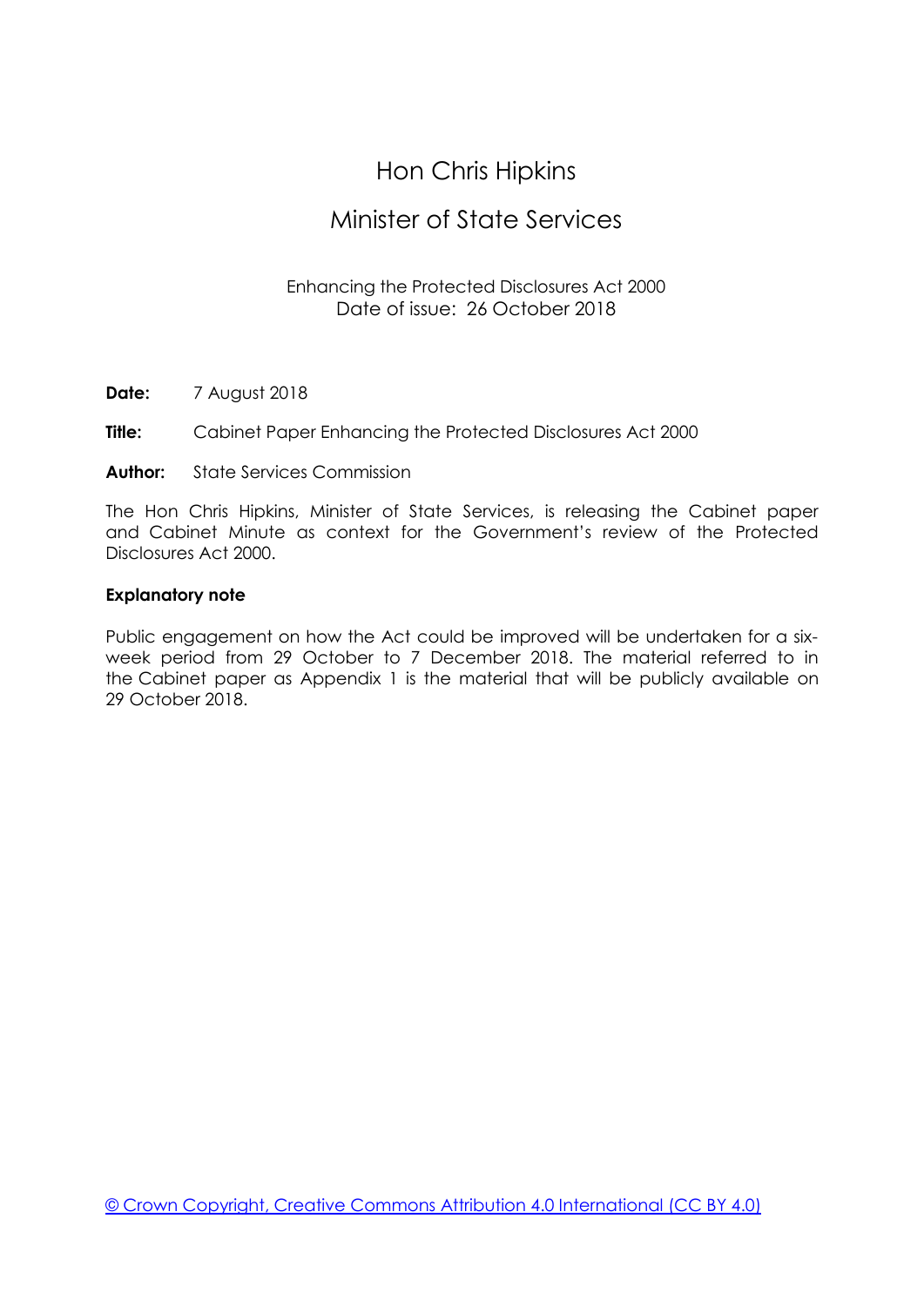# Hon Chris Hipkins

## Minister of State Services

Enhancing the Protected Disclosures Act 2000
Date of issue: 26 October 2018

**Date:** 7 August 2018

**Title:** Cabinet Paper Enhancing the Protected Disclosures Act 2000

**Author:** State Services Commission

The Hon Chris Hipkins, Minister of State Services, is releasing the Cabinet paper and Cabinet Minute as context for the Government's review of the Protected Disclosures Act 2000.

**Explanatory note**

Public engagement on how the Act could be improved will be undertaken for a six-week period from 29 October to 7 December 2018. The material referred to in the Cabinet paper as Appendix 1 is the material that will be publicly available on 29 October 2018.

© Crown Copyright, Creative Commons Attribution 4.0 International (CC BY 4.0)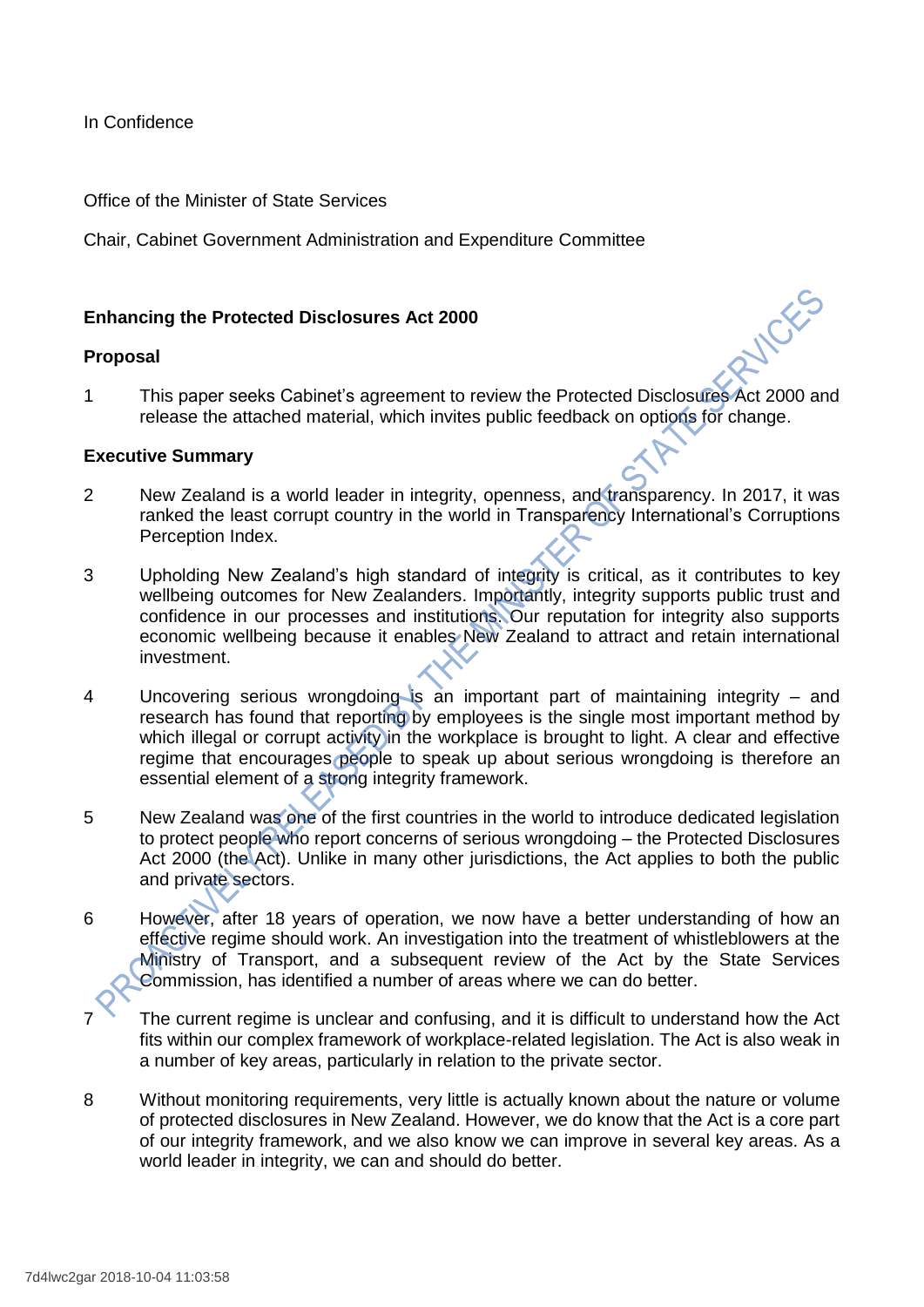In Confidence

Office of the Minister of State Services

Chair, Cabinet Government Administration and Expenditure Committee

**Enhancing the Protected Disclosures Act 2000**

**Proposal**

1 This paper seeks Cabinet's agreement to review the Protected Disclosures Act 2000 and release the attached material, which invites public feedback on options for change.

**Executive Summary**

2 New Zealand is a world leader in integrity, openness, and transparency. In 2017, it was ranked the least corrupt country in the world in Transparency International's Corruptions Perception Index.

3 Upholding New Zealand's high standard of integrity is critical, as it contributes to key wellbeing outcomes for New Zealanders. Importantly, integrity supports public trust and confidence in our processes and institutions. Our reputation for integrity also supports economic wellbeing because it enables New Zealand to attract and retain international investment.

4 Uncovering serious wrongdoing is an important part of maintaining integrity – and research has found that reporting by employees is the single most important method by which illegal or corrupt activity in the workplace is brought to light. A clear and effective regime that encourages people to speak up about serious wrongdoing is therefore an essential element of a strong integrity framework.

5 New Zealand was one of the first countries in the world to introduce dedicated legislation to protect people who report concerns of serious wrongdoing – the Protected Disclosures Act 2000 (the Act). Unlike in many other jurisdictions, the Act applies to both the public and private sectors.

6 However, after 18 years of operation, we now have a better understanding of how an effective regime should work. An investigation into the treatment of whistleblowers at the Ministry of Transport, and a subsequent review of the Act by the State Services Commission, has identified a number of areas where we can do better.

7 The current regime is unclear and confusing, and it is difficult to understand how the Act fits within our complex framework of workplace-related legislation. The Act is also weak in a number of key areas, particularly in relation to the private sector.

8 Without monitoring requirements, very little is actually known about the nature or volume of protected disclosures in New Zealand. However, we do know that the Act is a core part of our integrity framework, and we also know we can improve in several key areas. As a world leader in integrity, we can and should do better.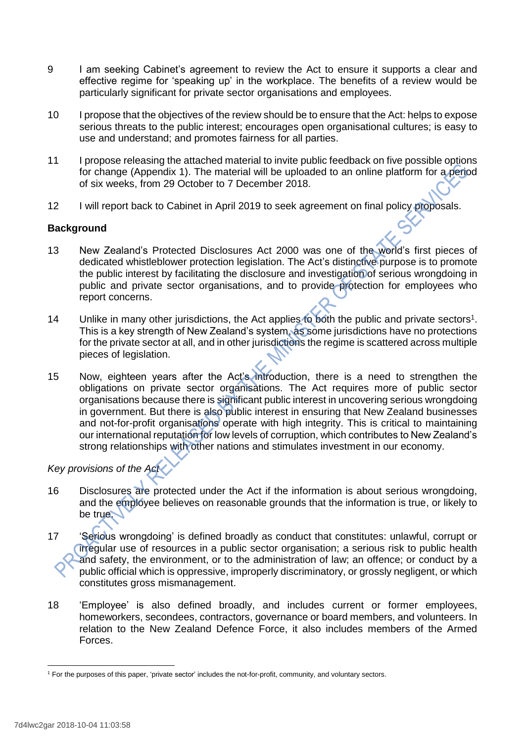9 I am seeking Cabinet's agreement to review the Act to ensure it supports a clear and effective regime for 'speaking up' in the workplace. The benefits of a review would be particularly significant for private sector organisations and employees.

10 I propose that the objectives of the review should be to ensure that the Act: helps to expose serious threats to the public interest; encourages open organisational cultures; is easy to use and understand; and promotes fairness for all parties.

11 I propose releasing the attached material to invite public feedback on five possible options for change (Appendix 1). The material will be uploaded to an online platform for a period of six weeks, from 29 October to 7 December 2018.

12 I will report back to Cabinet in April 2019 to seek agreement on final policy proposals.

**Background**

13 New Zealand's Protected Disclosures Act 2000 was one of the world's first pieces of dedicated whistleblower protection legislation. The Act's distinctive purpose is to promote the public interest by facilitating the disclosure and investigation of serious wrongdoing in public and private sector organisations, and to provide protection for employees who report concerns.

14 Unlike in many other jurisdictions, the Act applies to both the public and private sectors[1]. This is a key strength of New Zealand's system, as some jurisdictions have no protections for the private sector at all, and in other jurisdictions the regime is scattered across multiple pieces of legislation.

15 Now, eighteen years after the Act's introduction, there is a need to strengthen the obligations on private sector organisations. The Act requires more of public sector organisations because there is significant public interest in uncovering serious wrongdoing in government. But there is also public interest in ensuring that New Zealand businesses and not-for-profit organisations operate with high integrity. This is critical to maintaining our international reputation for low levels of corruption, which contributes to New Zealand's strong relationships with other nations and stimulates investment in our economy.

*Key provisions of the Act*

16 Disclosures are protected under the Act if the information is about serious wrongdoing, and the employee believes on reasonable grounds that the information is true, or likely to be true.

17 'Serious wrongdoing' is defined broadly as conduct that constitutes: unlawful, corrupt or irregular use of resources in a public sector organisation; a serious risk to public health and safety, the environment, or to the administration of law; an offence; or conduct by a public official which is oppressive, improperly discriminatory, or grossly negligent, or which constitutes gross mismanagement.

18 'Employee' is also defined broadly, and includes current or former employees, homeworkers, secondees, contractors, governance or board members, and volunteers. In relation to the New Zealand Defence Force, it also includes members of the Armed Forces.

[1] For the purposes of this paper, 'private sector' includes the not-for-profit, community, and voluntary sectors.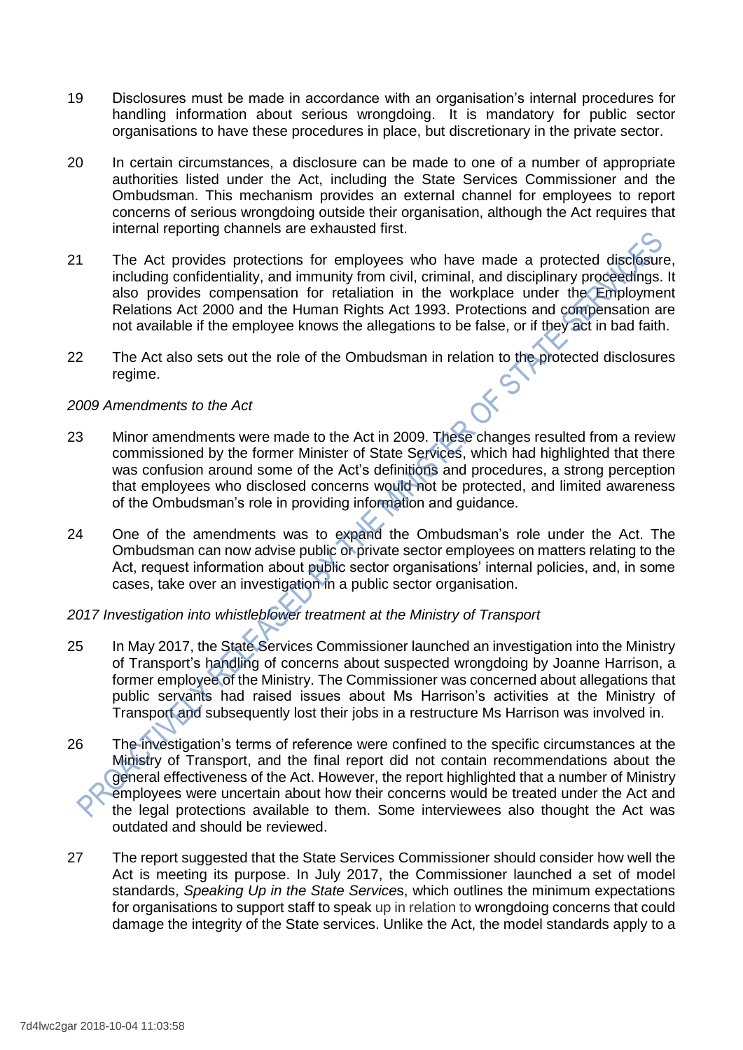19 Disclosures must be made in accordance with an organisation's internal procedures for handling information about serious wrongdoing. It is mandatory for public sector organisations to have these procedures in place, but discretionary in the private sector.

20 In certain circumstances, a disclosure can be made to one of a number of appropriate authorities listed under the Act, including the State Services Commissioner and the Ombudsman. This mechanism provides an external channel for employees to report concerns of serious wrongdoing outside their organisation, although the Act requires that internal reporting channels are exhausted first.

21 The Act provides protections for employees who have made a protected disclosure, including confidentiality, and immunity from civil, criminal, and disciplinary proceedings. It also provides compensation for retaliation in the workplace under the Employment Relations Act 2000 and the Human Rights Act 1993. Protections and compensation are not available if the employee knows the allegations to be false, or if they act in bad faith.

22 The Act also sets out the role of the Ombudsman in relation to the protected disclosures regime.

*2009 Amendments to the Act*

23 Minor amendments were made to the Act in 2009. These changes resulted from a review commissioned by the former Minister of State Services, which had highlighted that there was confusion around some of the Act's definitions and procedures, a strong perception that employees who disclosed concerns would not be protected, and limited awareness of the Ombudsman's role in providing information and guidance.

24 One of the amendments was to expand the Ombudsman's role under the Act. The Ombudsman can now advise public or private sector employees on matters relating to the Act, request information about public sector organisations' internal policies, and, in some cases, take over an investigation in a public sector organisation.

*2017 Investigation into whistleblower treatment at the Ministry of Transport*

25 In May 2017, the State Services Commissioner launched an investigation into the Ministry of Transport's handling of concerns about suspected wrongdoing by Joanne Harrison, a former employee of the Ministry. The Commissioner was concerned about allegations that public servants had raised issues about Ms Harrison's activities at the Ministry of Transport and subsequently lost their jobs in a restructure Ms Harrison was involved in.

26 The investigation's terms of reference were confined to the specific circumstances at the Ministry of Transport, and the final report did not contain recommendations about the general effectiveness of the Act. However, the report highlighted that a number of Ministry employees were uncertain about how their concerns would be treated under the Act and the legal protections available to them. Some interviewees also thought the Act was outdated and should be reviewed.

27 The report suggested that the State Services Commissioner should consider how well the Act is meeting its purpose. In July 2017, the Commissioner launched a set of model standards, *Speaking Up in the State Services*, which outlines the minimum expectations for organisations to support staff to speak up in relation to wrongdoing concerns that could damage the integrity of the State services. Unlike the Act, the model standards apply to a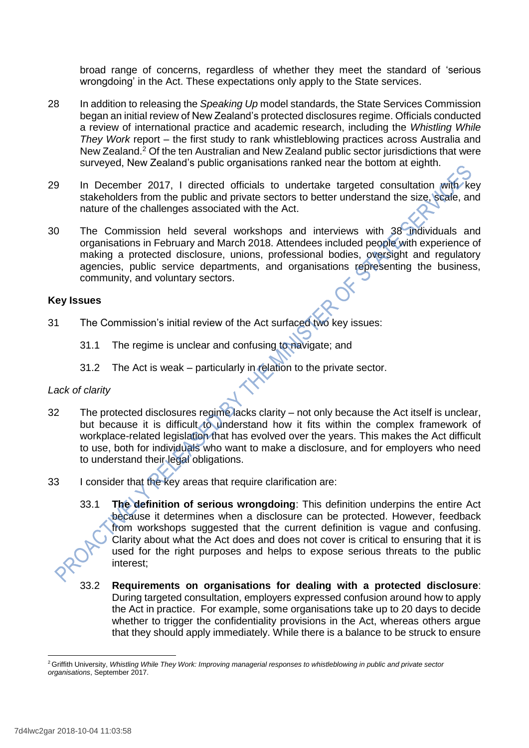broad range of concerns, regardless of whether they meet the standard of 'serious wrongdoing' in the Act. These expectations only apply to the State services.

28 In addition to releasing the *Speaking Up* model standards, the State Services Commission began an initial review of New Zealand's protected disclosures regime. Officials conducted a review of international practice and academic research, including the *Whistling While They Work* report – the first study to rank whistleblowing practices across Australia and New Zealand.[2] Of the ten Australian and New Zealand public sector jurisdictions that were surveyed, New Zealand's public organisations ranked near the bottom at eighth.

29 In December 2017, I directed officials to undertake targeted consultation with key stakeholders from the public and private sectors to better understand the size, scale, and nature of the challenges associated with the Act.

30 The Commission held several workshops and interviews with 38 individuals and organisations in February and March 2018. Attendees included people with experience of making a protected disclosure, unions, professional bodies, oversight and regulatory agencies, public service departments, and organisations representing the business, community, and voluntary sectors.

**Key Issues**

31 The Commission's initial review of the Act surfaced two key issues:

31.1 The regime is unclear and confusing to navigate; and

31.2 The Act is weak – particularly in relation to the private sector.

*Lack of clarity*

32 The protected disclosures regime lacks clarity – not only because the Act itself is unclear, but because it is difficult to understand how it fits within the complex framework of workplace-related legislation that has evolved over the years. This makes the Act difficult to use, both for individuals who want to make a disclosure, and for employers who need to understand their legal obligations.

33 I consider that the key areas that require clarification are:

33.1 **The definition of serious wrongdoing**: This definition underpins the entire Act because it determines when a disclosure can be protected. However, feedback from workshops suggested that the current definition is vague and confusing. Clarity about what the Act does and does not cover is critical to ensuring that it is used for the right purposes and helps to expose serious threats to the public interest;

33.2 **Requirements on organisations for dealing with a protected disclosure**: During targeted consultation, employers expressed confusion around how to apply the Act in practice. For example, some organisations take up to 20 days to decide whether to trigger the confidentiality provisions in the Act, whereas others argue that they should apply immediately. While there is a balance to be struck to ensure

---

[2] Griffith University, *Whistling While They Work: Improving managerial responses to whistleblowing in public and private sector organisations*, September 2017.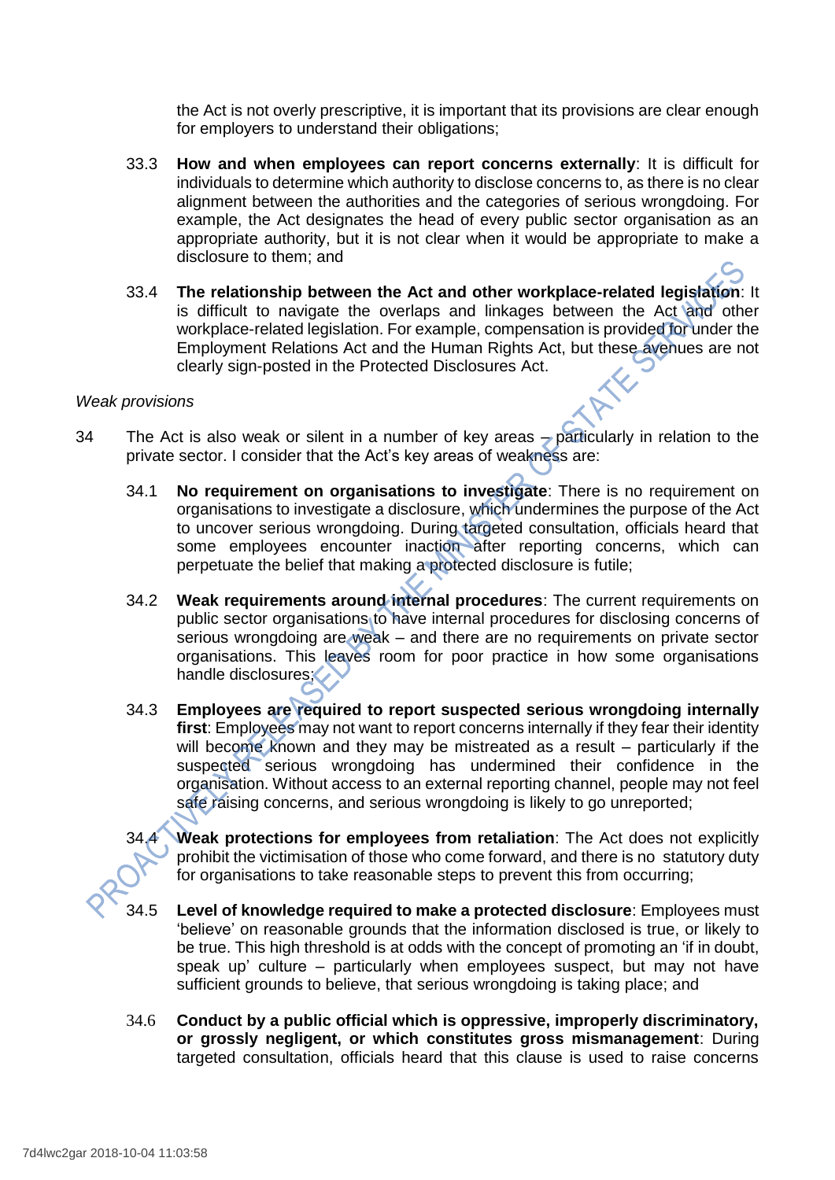the Act is not overly prescriptive, it is important that its provisions are clear enough for employers to understand their obligations;

33.3 **How and when employees can report concerns externally**: It is difficult for individuals to determine which authority to disclose concerns to, as there is no clear alignment between the authorities and the categories of serious wrongdoing. For example, the Act designates the head of every public sector organisation as an appropriate authority, but it is not clear when it would be appropriate to make a disclosure to them; and

33.4 **The relationship between the Act and other workplace-related legislation**: It is difficult to navigate the overlaps and linkages between the Act and other workplace-related legislation. For example, compensation is provided for under the Employment Relations Act and the Human Rights Act, but these avenues are not clearly sign-posted in the Protected Disclosures Act.

*Weak provisions*

34 The Act is also weak or silent in a number of key areas – particularly in relation to the private sector. I consider that the Act's key areas of weakness are:

34.1 **No requirement on organisations to investigate**: There is no requirement on organisations to investigate a disclosure, which undermines the purpose of the Act to uncover serious wrongdoing. During targeted consultation, officials heard that some employees encounter inaction after reporting concerns, which can perpetuate the belief that making a protected disclosure is futile;

34.2 **Weak requirements around internal procedures**: The current requirements on public sector organisations to have internal procedures for disclosing concerns of serious wrongdoing are weak – and there are no requirements on private sector organisations. This leaves room for poor practice in how some organisations handle disclosures;

34.3 **Employees are required to report suspected serious wrongdoing internally first**: Employees may not want to report concerns internally if they fear their identity will become known and they may be mistreated as a result – particularly if the suspected serious wrongdoing has undermined their confidence in the organisation. Without access to an external reporting channel, people may not feel safe raising concerns, and serious wrongdoing is likely to go unreported;

34.4 **Weak protections for employees from retaliation**: The Act does not explicitly prohibit the victimisation of those who come forward, and there is no statutory duty for organisations to take reasonable steps to prevent this from occurring;

34.5 **Level of knowledge required to make a protected disclosure**: Employees must 'believe' on reasonable grounds that the information disclosed is true, or likely to be true. This high threshold is at odds with the concept of promoting an 'if in doubt, speak up' culture – particularly when employees suspect, but may not have sufficient grounds to believe, that serious wrongdoing is taking place; and

34.6 **Conduct by a public official which is oppressive, improperly discriminatory, or grossly negligent, or which constitutes gross mismanagement**: During targeted consultation, officials heard that this clause is used to raise concerns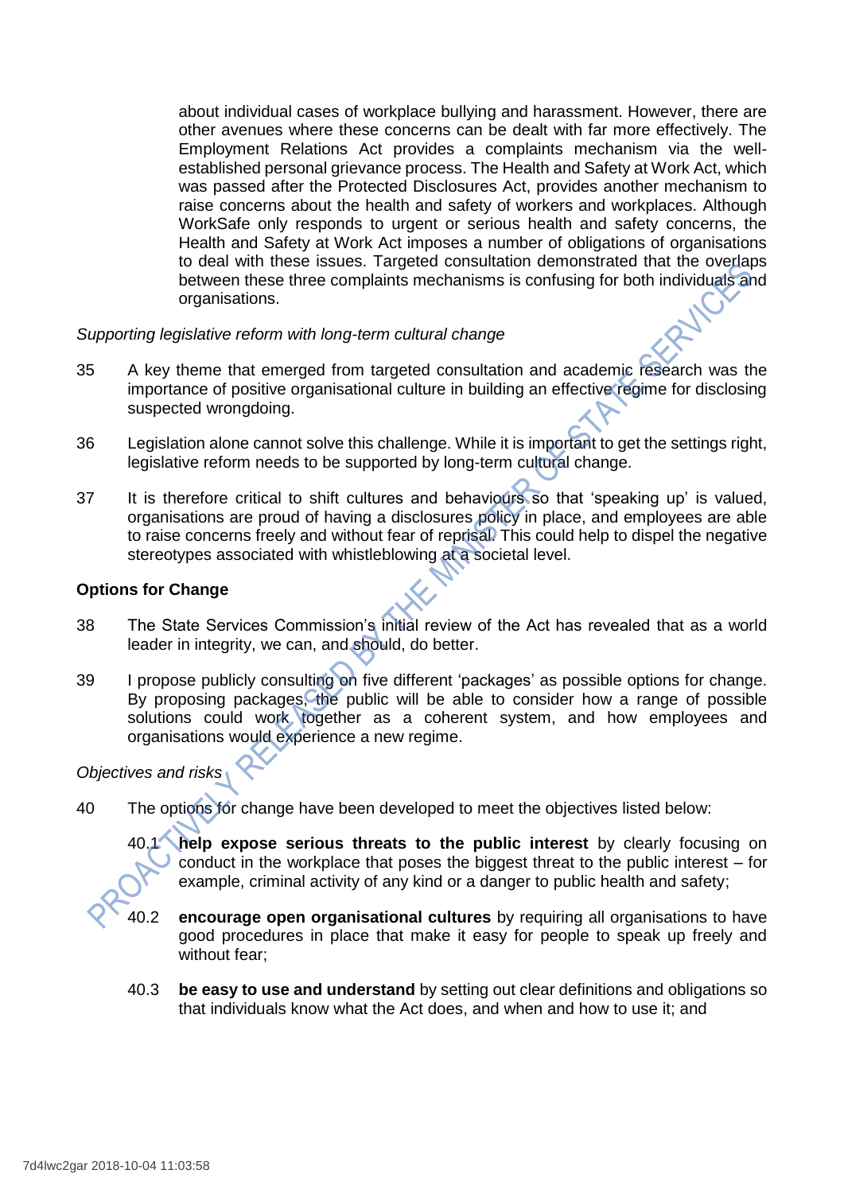about individual cases of workplace bullying and harassment. However, there are other avenues where these concerns can be dealt with far more effectively. The Employment Relations Act provides a complaints mechanism via the well-established personal grievance process. The Health and Safety at Work Act, which was passed after the Protected Disclosures Act, provides another mechanism to raise concerns about the health and safety of workers and workplaces. Although WorkSafe only responds to urgent or serious health and safety concerns, the Health and Safety at Work Act imposes a number of obligations of organisations to deal with these issues. Targeted consultation demonstrated that the overlaps between these three complaints mechanisms is confusing for both individuals and organisations.

*Supporting legislative reform with long-term cultural change*

35 A key theme that emerged from targeted consultation and academic research was the importance of positive organisational culture in building an effective regime for disclosing suspected wrongdoing.

36 Legislation alone cannot solve this challenge. While it is important to get the settings right, legislative reform needs to be supported by long-term cultural change.

37 It is therefore critical to shift cultures and behaviours so that 'speaking up' is valued, organisations are proud of having a disclosures policy in place, and employees are able to raise concerns freely and without fear of reprisal. This could help to dispel the negative stereotypes associated with whistleblowing at a societal level.

**Options for Change**

38 The State Services Commission's initial review of the Act has revealed that as a world leader in integrity, we can, and should, do better.

39 I propose publicly consulting on five different 'packages' as possible options for change. By proposing packages, the public will be able to consider how a range of possible solutions could work together as a coherent system, and how employees and organisations would experience a new regime.

*Objectives and risks*

40 The options for change have been developed to meet the objectives listed below:

40.1 **help expose serious threats to the public interest** by clearly focusing on conduct in the workplace that poses the biggest threat to the public interest – for example, criminal activity of any kind or a danger to public health and safety;

40.2 **encourage open organisational cultures** by requiring all organisations to have good procedures in place that make it easy for people to speak up freely and without fear;

40.3 **be easy to use and understand** by setting out clear definitions and obligations so that individuals know what the Act does, and when and how to use it; and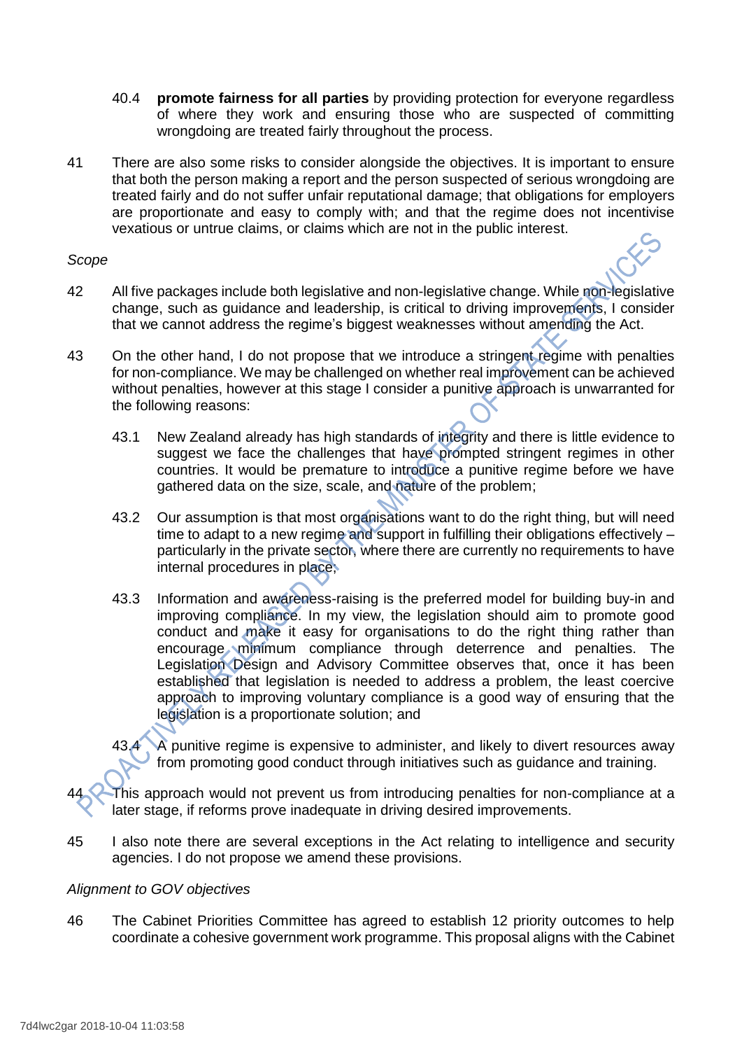40.4 **promote fairness for all parties** by providing protection for everyone regardless of where they work and ensuring those who are suspected of committing wrongdoing are treated fairly throughout the process.

41 There are also some risks to consider alongside the objectives. It is important to ensure that both the person making a report and the person suspected of serious wrongdoing are treated fairly and do not suffer unfair reputational damage; that obligations for employers are proportionate and easy to comply with; and that the regime does not incentivise vexatious or untrue claims, or claims which are not in the public interest.

*Scope*

42 All five packages include both legislative and non-legislative change. While non-legislative change, such as guidance and leadership, is critical to driving improvements, I consider that we cannot address the regime's biggest weaknesses without amending the Act.

43 On the other hand, I do not propose that we introduce a stringent regime with penalties for non-compliance. We may be challenged on whether real improvement can be achieved without penalties, however at this stage I consider a punitive approach is unwarranted for the following reasons:

43.1 New Zealand already has high standards of integrity and there is little evidence to suggest we face the challenges that have prompted stringent regimes in other countries. It would be premature to introduce a punitive regime before we have gathered data on the size, scale, and nature of the problem;

43.2 Our assumption is that most organisations want to do the right thing, but will need time to adapt to a new regime and support in fulfilling their obligations effectively – particularly in the private sector, where there are currently no requirements to have internal procedures in place;

43.3 Information and awareness-raising is the preferred model for building buy-in and improving compliance. In my view, the legislation should aim to promote good conduct and make it easy for organisations to do the right thing rather than encourage minimum compliance through deterrence and penalties. The Legislation Design and Advisory Committee observes that, once it has been established that legislation is needed to address a problem, the least coercive approach to improving voluntary compliance is a good way of ensuring that the legislation is a proportionate solution; and

43.4 A punitive regime is expensive to administer, and likely to divert resources away from promoting good conduct through initiatives such as guidance and training.

44 This approach would not prevent us from introducing penalties for non-compliance at a later stage, if reforms prove inadequate in driving desired improvements.

45 I also note there are several exceptions in the Act relating to intelligence and security agencies. I do not propose we amend these provisions.

*Alignment to GOV objectives*

46 The Cabinet Priorities Committee has agreed to establish 12 priority outcomes to help coordinate a cohesive government work programme. This proposal aligns with the Cabinet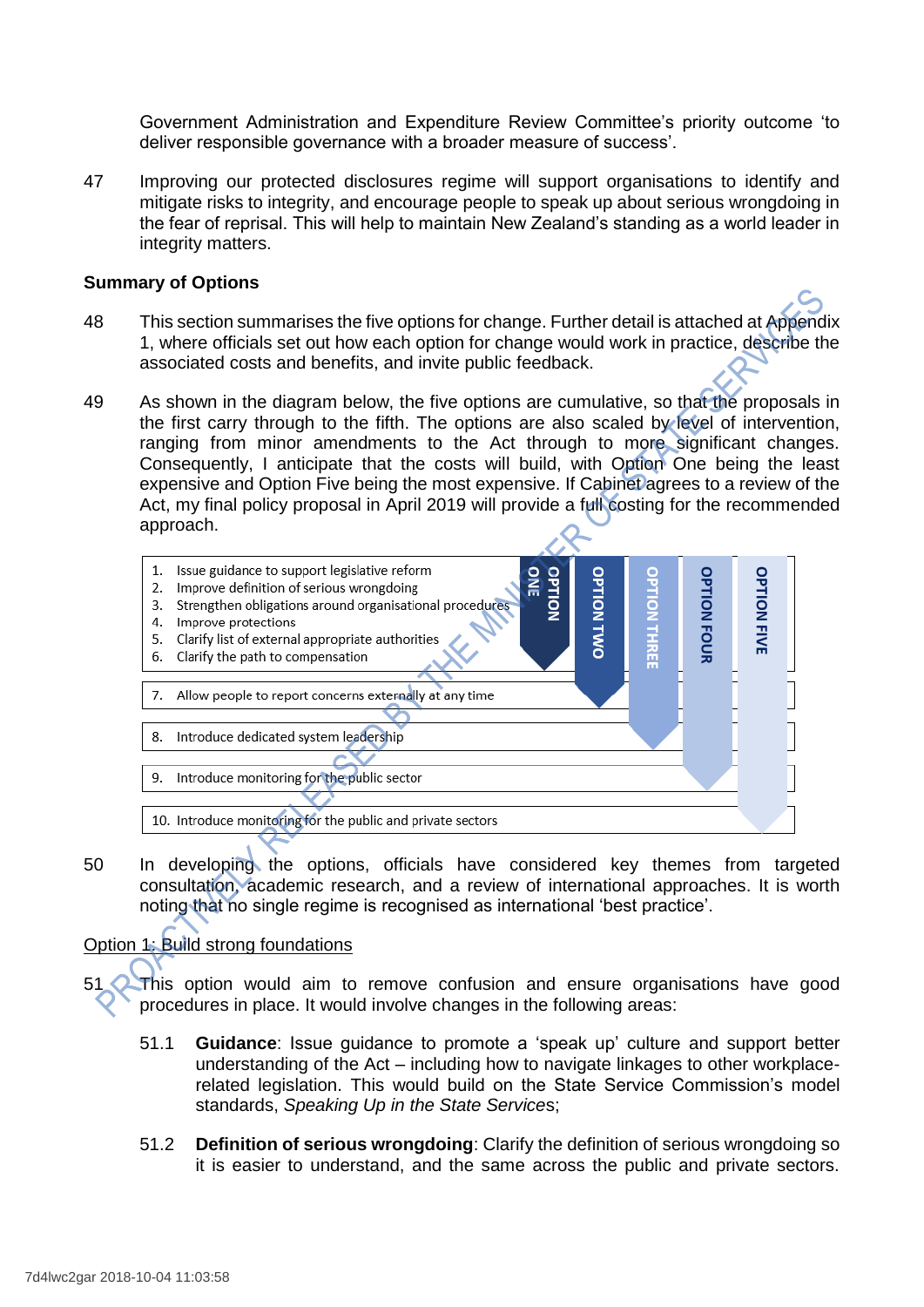Government Administration and Expenditure Review Committee's priority outcome 'to deliver responsible governance with a broader measure of success'.

47 Improving our protected disclosures regime will support organisations to identify and mitigate risks to integrity, and encourage people to speak up about serious wrongdoing in the fear of reprisal. This will help to maintain New Zealand's standing as a world leader in integrity matters.

**Summary of Options**

48 This section summarises the five options for change. Further detail is attached at Appendix 1, where officials set out how each option for change would work in practice, describe the associated costs and benefits, and invite public feedback.

49 As shown in the diagram below, the five options are cumulative, so that the proposals in the first carry through to the fifth. The options are also scaled by level of intervention, ranging from minor amendments to the Act through to more significant changes. Consequently, I anticipate that the costs will build, with Option One being the least expensive and Option Five being the most expensive. If Cabinet agrees to a review of the Act, my final policy proposal in April 2019 will provide a full costing for the recommended approach.

| Proposal | Option One | Option Two | Option Three | Option Four | Option Five |
|---|---|---|---|---|---|
| 1. Issue guidance to support legislative reform<br>2. Improve definition of serious wrongdoing<br>3. Strengthen obligations around organisational procedures<br>4. Improve protections<br>5. Clarify list of external appropriate authorities<br>6. Clarify the path to compensation | ✓ | ✓ | ✓ | ✓ | ✓ |
| 7. Allow people to report concerns externally at any time | | ✓ | ✓ | ✓ | ✓ |
| 8. Introduce dedicated system leadership | | | ✓ | ✓ | ✓ |
| 9. Introduce monitoring for the public sector | | | | ✓ | ✓ |
| 10. Introduce monitoring for the public and private sectors | | | | | ✓ |

50 In developing the options, officials have considered key themes from targeted consultation, academic research, and a review of international approaches. It is worth noting that no single regime is recognised as international 'best practice'.

Option 1: Build strong foundations

51 This option would aim to remove confusion and ensure organisations have good procedures in place. It would involve changes in the following areas:

51.1 **Guidance**: Issue guidance to promote a 'speak up' culture and support better understanding of the Act – including how to navigate linkages to other workplace-related legislation. This would build on the State Service Commission's model standards, *Speaking Up in the State Services*;

51.2 **Definition of serious wrongdoing**: Clarify the definition of serious wrongdoing so it is easier to understand, and the same across the public and private sectors.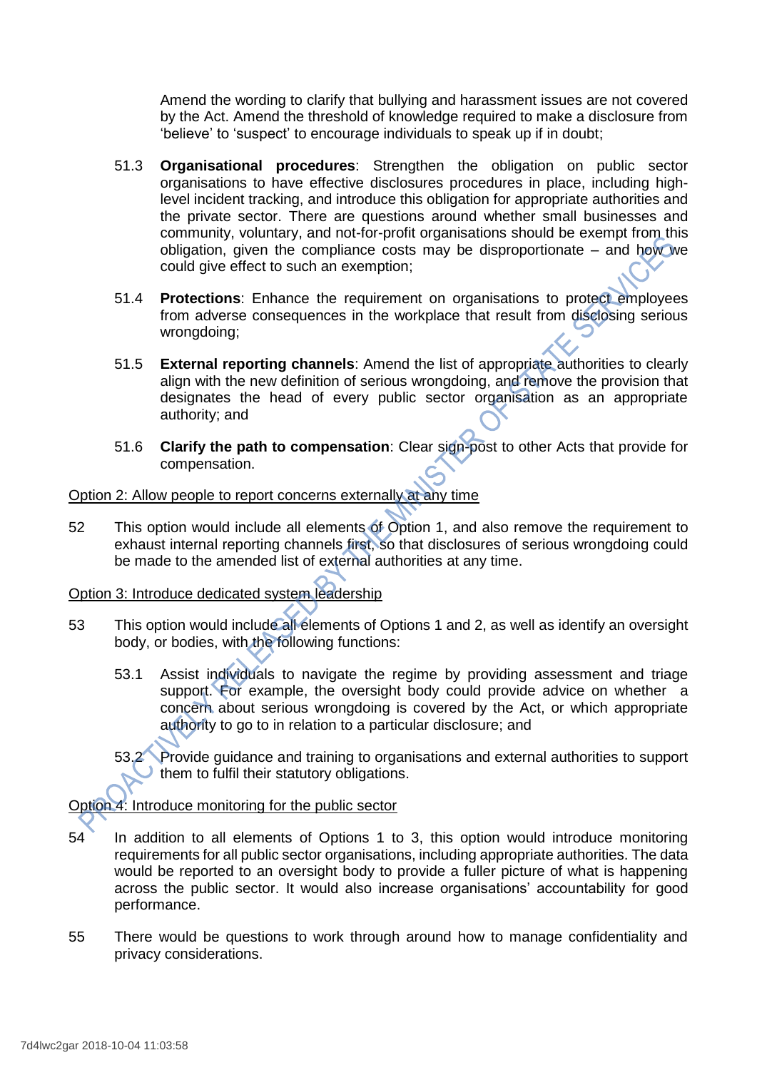Amend the wording to clarify that bullying and harassment issues are not covered by the Act. Amend the threshold of knowledge required to make a disclosure from 'believe' to 'suspect' to encourage individuals to speak up if in doubt;

51.3 **Organisational procedures**: Strengthen the obligation on public sector organisations to have effective disclosures procedures in place, including high-level incident tracking, and introduce this obligation for appropriate authorities and the private sector. There are questions around whether small businesses and community, voluntary, and not-for-profit organisations should be exempt from this obligation, given the compliance costs may be disproportionate – and how we could give effect to such an exemption;

51.4 **Protections**: Enhance the requirement on organisations to protect employees from adverse consequences in the workplace that result from disclosing serious wrongdoing;

51.5 **External reporting channels**: Amend the list of appropriate authorities to clearly align with the new definition of serious wrongdoing, and remove the provision that designates the head of every public sector organisation as an appropriate authority; and

51.6 **Clarify the path to compensation**: Clear sign-post to other Acts that provide for compensation.

Option 2: Allow people to report concerns externally at any time

52 This option would include all elements of Option 1, and also remove the requirement to exhaust internal reporting channels first, so that disclosures of serious wrongdoing could be made to the amended list of external authorities at any time.

Option 3: Introduce dedicated system leadership

53 This option would include all elements of Options 1 and 2, as well as identify an oversight body, or bodies, with the following functions:

53.1 Assist individuals to navigate the regime by providing assessment and triage support. For example, the oversight body could provide advice on whether a concern about serious wrongdoing is covered by the Act, or which appropriate authority to go to in relation to a particular disclosure; and

53.2 Provide guidance and training to organisations and external authorities to support them to fulfil their statutory obligations.

Option 4: Introduce monitoring for the public sector

54 In addition to all elements of Options 1 to 3, this option would introduce monitoring requirements for all public sector organisations, including appropriate authorities. The data would be reported to an oversight body to provide a fuller picture of what is happening across the public sector. It would also increase organisations' accountability for good performance.

55 There would be questions to work through around how to manage confidentiality and privacy considerations.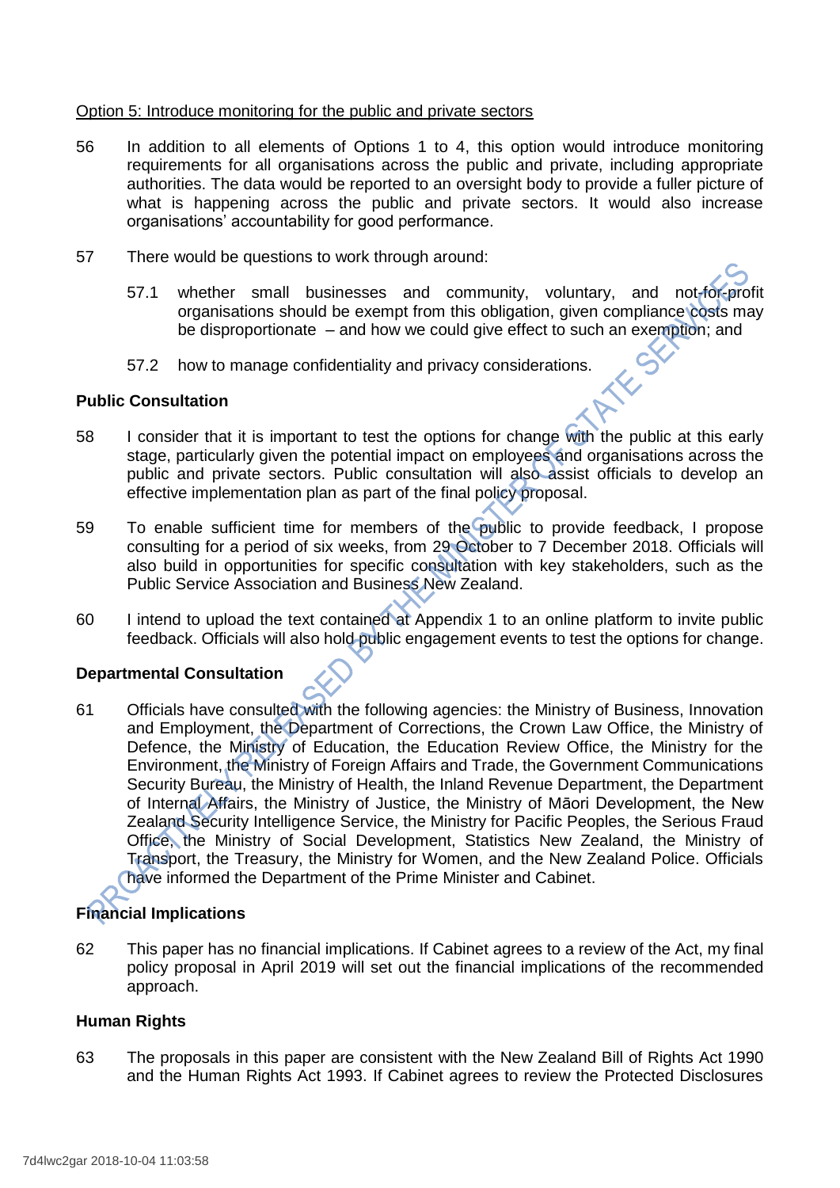Option 5: Introduce monitoring for the public and private sectors

56 In addition to all elements of Options 1 to 4, this option would introduce monitoring requirements for all organisations across the public and private, including appropriate authorities. The data would be reported to an oversight body to provide a fuller picture of what is happening across the public and private sectors. It would also increase organisations' accountability for good performance.

57 There would be questions to work through around:

57.1 whether small businesses and community, voluntary, and not-for-profit organisations should be exempt from this obligation, given compliance costs may be disproportionate – and how we could give effect to such an exemption; and

57.2 how to manage confidentiality and privacy considerations.

**Public Consultation**

58 I consider that it is important to test the options for change with the public at this early stage, particularly given the potential impact on employees and organisations across the public and private sectors. Public consultation will also assist officials to develop an effective implementation plan as part of the final policy proposal.

59 To enable sufficient time for members of the public to provide feedback, I propose consulting for a period of six weeks, from 29 October to 7 December 2018. Officials will also build in opportunities for specific consultation with key stakeholders, such as the Public Service Association and Business New Zealand.

60 I intend to upload the text contained at Appendix 1 to an online platform to invite public feedback. Officials will also hold public engagement events to test the options for change.

**Departmental Consultation**

61 Officials have consulted with the following agencies: the Ministry of Business, Innovation and Employment, the Department of Corrections, the Crown Law Office, the Ministry of Defence, the Ministry of Education, the Education Review Office, the Ministry for the Environment, the Ministry of Foreign Affairs and Trade, the Government Communications Security Bureau, the Ministry of Health, the Inland Revenue Department, the Department of Internal Affairs, the Ministry of Justice, the Ministry of Māori Development, the New Zealand Security Intelligence Service, the Ministry for Pacific Peoples, the Serious Fraud Office, the Ministry of Social Development, Statistics New Zealand, the Ministry of Transport, the Treasury, the Ministry for Women, and the New Zealand Police. Officials have informed the Department of the Prime Minister and Cabinet.

**Financial Implications**

62 This paper has no financial implications. If Cabinet agrees to a review of the Act, my final policy proposal in April 2019 will set out the financial implications of the recommended approach.

**Human Rights**

63 The proposals in this paper are consistent with the New Zealand Bill of Rights Act 1990 and the Human Rights Act 1993. If Cabinet agrees to review the Protected Disclosures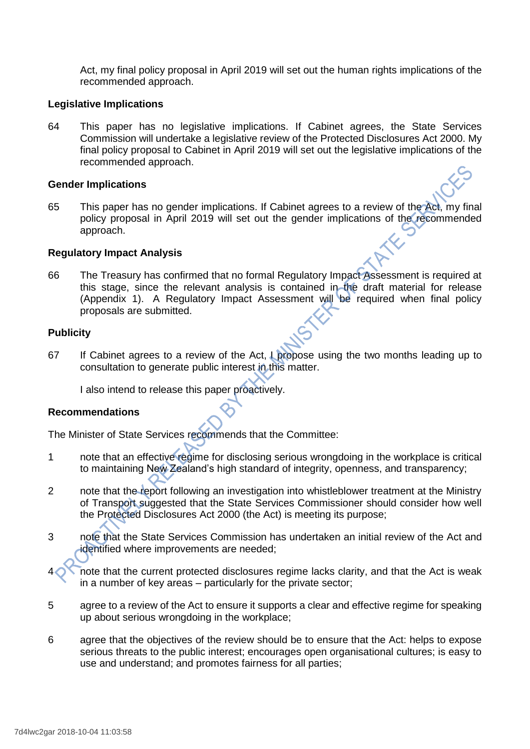Act, my final policy proposal in April 2019 will set out the human rights implications of the recommended approach.

### Legislative Implications

64 This paper has no legislative implications. If Cabinet agrees, the State Services Commission will undertake a legislative review of the Protected Disclosures Act 2000. My final policy proposal to Cabinet in April 2019 will set out the legislative implications of the recommended approach.

### Gender Implications

65 This paper has no gender implications. If Cabinet agrees to a review of the Act, my final policy proposal in April 2019 will set out the gender implications of the recommended approach.

### Regulatory Impact Analysis

66 The Treasury has confirmed that no formal Regulatory Impact Assessment is required at this stage, since the relevant analysis is contained in the draft material for release (Appendix 1). A Regulatory Impact Assessment will be required when final policy proposals are submitted.

### Publicity

67 If Cabinet agrees to a review of the Act, I propose using the two months leading up to consultation to generate public interest in this matter.

I also intend to release this paper proactively.

### Recommendations

The Minister of State Services recommends that the Committee:

1 note that an effective regime for disclosing serious wrongdoing in the workplace is critical to maintaining New Zealand's high standard of integrity, openness, and transparency;

2 note that the report following an investigation into whistleblower treatment at the Ministry of Transport suggested that the State Services Commissioner should consider how well the Protected Disclosures Act 2000 (the Act) is meeting its purpose;

3 note that the State Services Commission has undertaken an initial review of the Act and identified where improvements are needed;

4 note that the current protected disclosures regime lacks clarity, and that the Act is weak in a number of key areas – particularly for the private sector;

5 agree to a review of the Act to ensure it supports a clear and effective regime for speaking up about serious wrongdoing in the workplace;

6 agree that the objectives of the review should be to ensure that the Act: helps to expose serious threats to the public interest; encourages open organisational cultures; is easy to use and understand; and promotes fairness for all parties;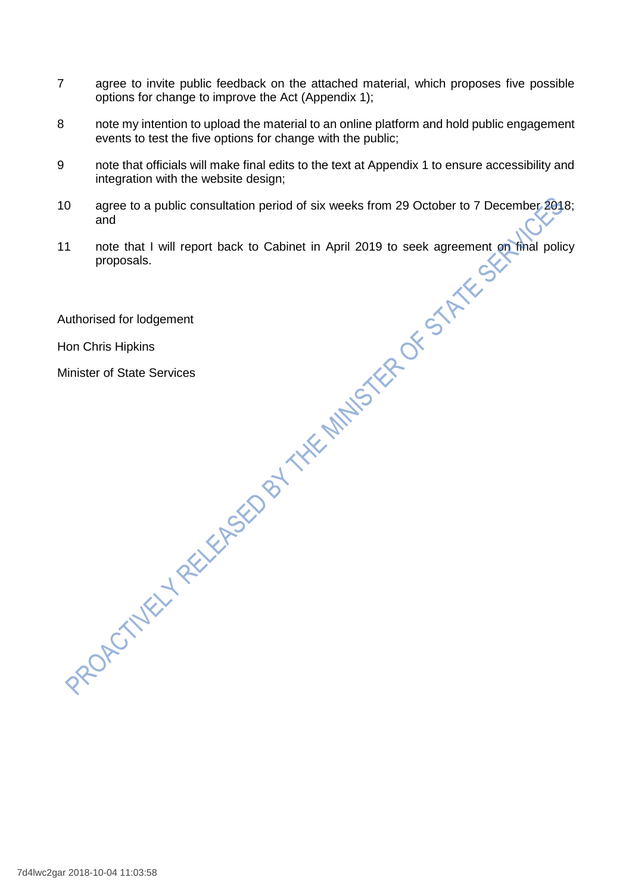7. agree to invite public feedback on the attached material, which proposes five possible options for change to improve the Act (Appendix 1);

8. note my intention to upload the material to an online platform and hold public engagement events to test the five options for change with the public;

9. note that officials will make final edits to the text at Appendix 1 to ensure accessibility and integration with the website design;

10. agree to a public consultation period of six weeks from 29 October to 7 December 2018; and

11. note that I will report back to Cabinet in April 2019 to seek agreement on final policy proposals.

Authorised for lodgement

Hon Chris Hipkins

Minister of State Services

PROACTIVELY RELEASED BY THE MINISTER OF STATE SERVICES

7d4lwc2gar 2018-10-04 11:03:58